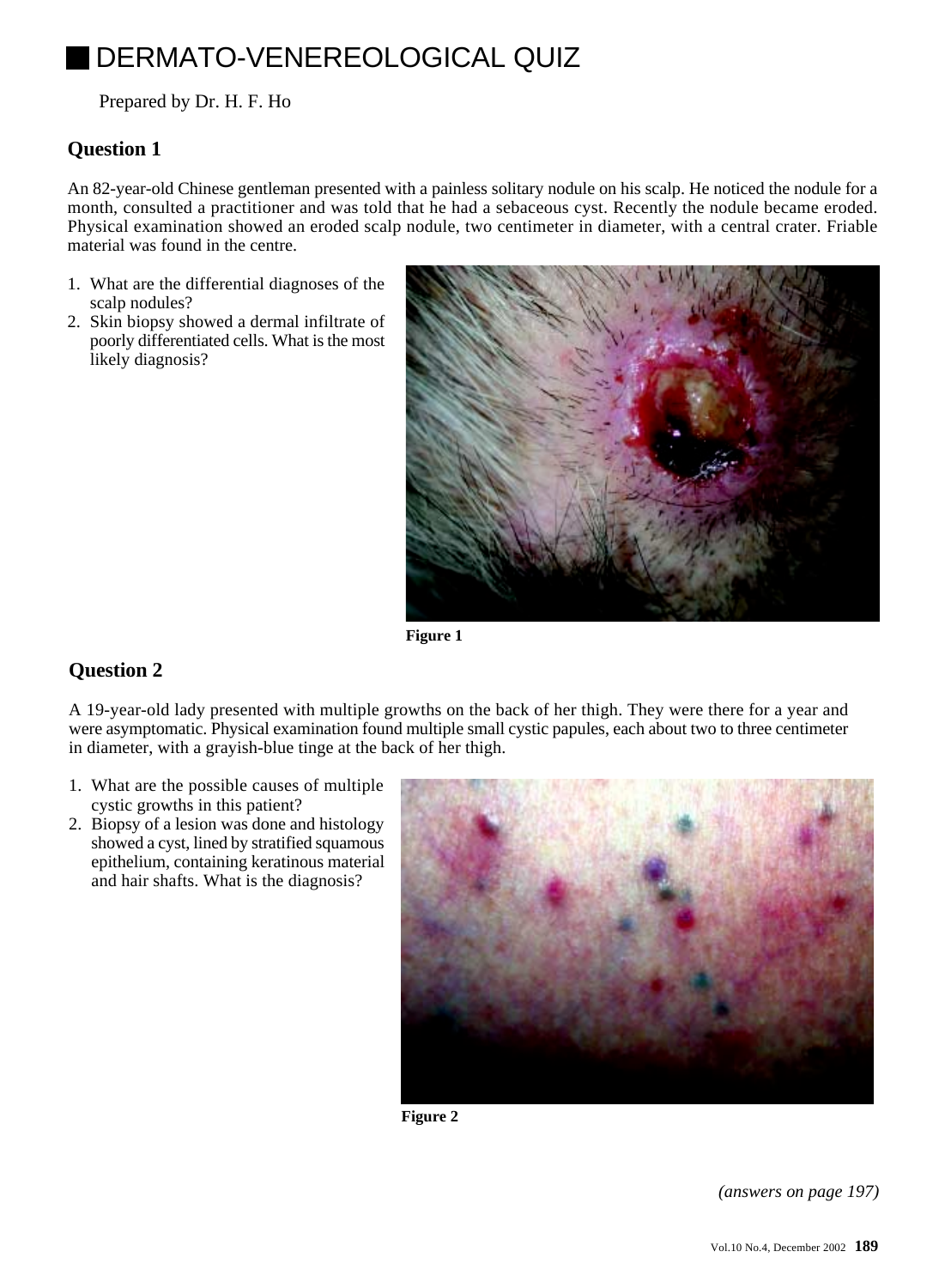# DERMATO-VENEREOLOGICAL QUIZ

Prepared by Dr. H. F. Ho

## Question 1

An 82-year-old Chinese gentleman presented with a painless solitary nodule on his scalp. He noticed the nodule for a month, consulted a practitioner and was told that he had a sebaceous cyst. Recently the nodule became eroded. Physical examination showed an eroded scalp nodule, two centimeter in diameter, with a central crater. Friable material was found in the centre.

1. What are the differential diagnoses of the scalp nodules?
2. Skin biopsy showed a dermal infiltrate of poorly differentiated cells. What is the most likely diagnosis?

**Figure 1**

## Question 2

A 19-year-old lady presented with multiple growths on the back of her thigh. They were there for a year and were asymptomatic. Physical examination found multiple small cystic papules, each about two to three centimeter in diameter, with a grayish-blue tinge at the back of her thigh.

1. What are the possible causes of multiple cystic growths in this patient?
2. Biopsy of a lesion was done and histology showed a cyst, lined by stratified squamous epithelium, containing keratinous material and hair shafts. What is the diagnosis?

**Figure 2**

*(answers on page 197)*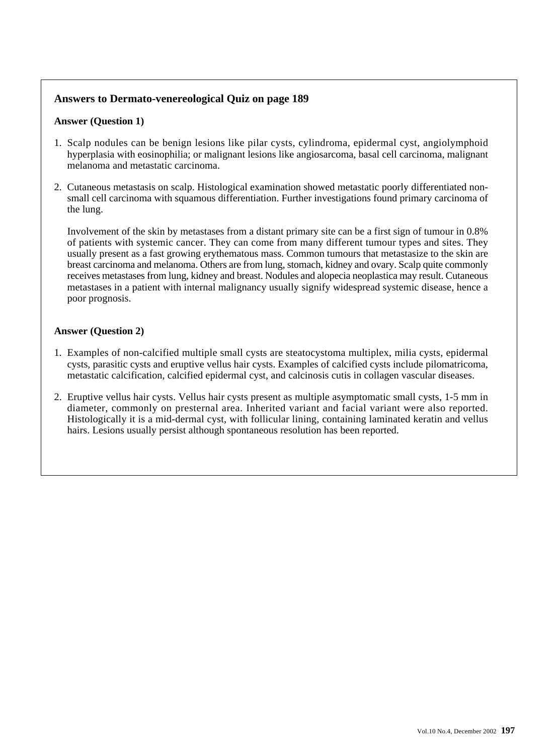## Answers to Dermato-venereological Quiz on page 189

### Answer (Question 1)

1. Scalp nodules can be benign lesions like pilar cysts, cylindroma, epidermal cyst, angiolymphoid hyperplasia with eosinophilia; or malignant lesions like angiosarcoma, basal cell carcinoma, malignant melanoma and metastatic carcinoma.

2. Cutaneous metastasis on scalp. Histological examination showed metastatic poorly differentiated non-small cell carcinoma with squamous differentiation. Further investigations found primary carcinoma of the lung.

   Involvement of the skin by metastases from a distant primary site can be a first sign of tumour in 0.8% of patients with systemic cancer. They can come from many different tumour types and sites. They usually present as a fast growing erythematous mass. Common tumours that metastasize to the skin are breast carcinoma and melanoma. Others are from lung, stomach, kidney and ovary. Scalp quite commonly receives metastases from lung, kidney and breast. Nodules and alopecia neoplastica may result. Cutaneous metastases in a patient with internal malignancy usually signify widespread systemic disease, hence a poor prognosis.

### Answer (Question 2)

1. Examples of non-calcified multiple small cysts are steatocystoma multiplex, milia cysts, epidermal cysts, parasitic cysts and eruptive vellus hair cysts. Examples of calcified cysts include pilomatricoma, metastatic calcification, calcified epidermal cyst, and calcinosis cutis in collagen vascular diseases.

2. Eruptive vellus hair cysts. Vellus hair cysts present as multiple asymptomatic small cysts, 1-5 mm in diameter, commonly on presternal area. Inherited variant and facial variant were also reported. Histologically it is a mid-dermal cyst, with follicular lining, containing laminated keratin and vellus hairs. Lesions usually persist although spontaneous resolution has been reported.